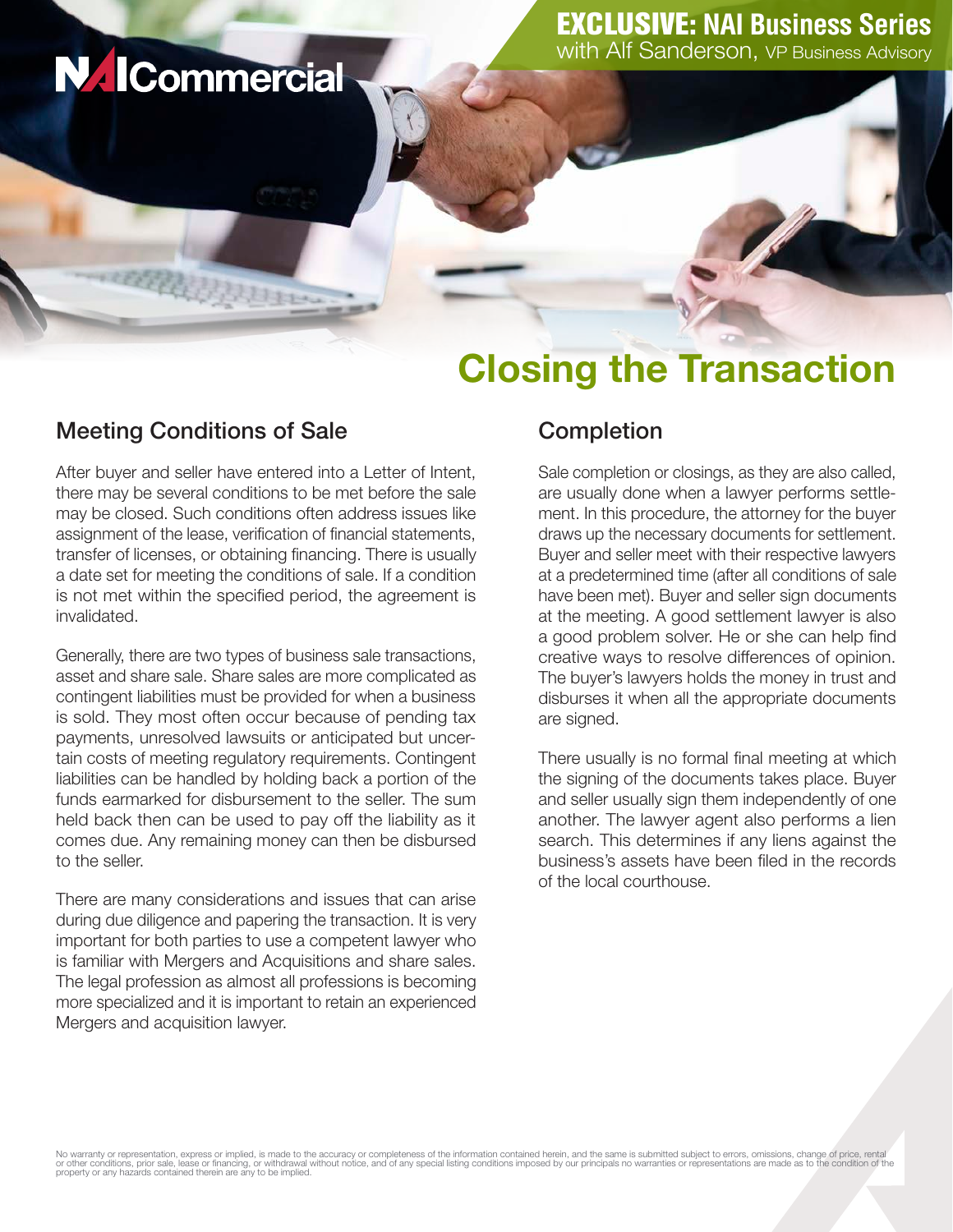NAI Commercial

**EXCLUSIVE: NAI Business Series**
with Alf Sanderson, VP Business Advisory

# Closing the Transaction

## Meeting Conditions of Sale

After buyer and seller have entered into a Letter of Intent, there may be several conditions to be met before the sale may be closed. Such conditions often address issues like assignment of the lease, verification of financial statements, transfer of licenses, or obtaining financing. There is usually a date set for meeting the conditions of sale. If a condition is not met within the specified period, the agreement is invalidated.

Generally, there are two types of business sale transactions, asset and share sale. Share sales are more complicated as contingent liabilities must be provided for when a business is sold. They most often occur because of pending tax payments, unresolved lawsuits or anticipated but uncertain costs of meeting regulatory requirements. Contingent liabilities can be handled by holding back a portion of the funds earmarked for disbursement to the seller. The sum held back then can be used to pay off the liability as it comes due. Any remaining money can then be disbursed to the seller.

There are many considerations and issues that can arise during due diligence and papering the transaction. It is very important for both parties to use a competent lawyer who is familiar with Mergers and Acquisitions and share sales. The legal profession as almost all professions is becoming more specialized and it is important to retain an experienced Mergers and acquisition lawyer.

## Completion

Sale completion or closings, as they are also called, are usually done when a lawyer performs settlement. In this procedure, the attorney for the buyer draws up the necessary documents for settlement. Buyer and seller meet with their respective lawyers at a predetermined time (after all conditions of sale have been met). Buyer and seller sign documents at the meeting. A good settlement lawyer is also a good problem solver. He or she can help find creative ways to resolve differences of opinion. The buyer's lawyers holds the money in trust and disburses it when all the appropriate documents are signed.

There usually is no formal final meeting at which the signing of the documents takes place. Buyer and seller usually sign them independently of one another. The lawyer agent also performs a lien search. This determines if any liens against the business's assets have been filed in the records of the local courthouse.

No warranty or representation, express or implied, is made to the accuracy or completeness of the information contained herein, and the same is submitted subject to errors, omissions, change of price, rental or other conditions, prior sale, lease or financing, or withdrawal without notice, and of any special listing conditions imposed by our principals no warranties or representations are made as to the condition of the property or any hazards contained therein are any to be implied.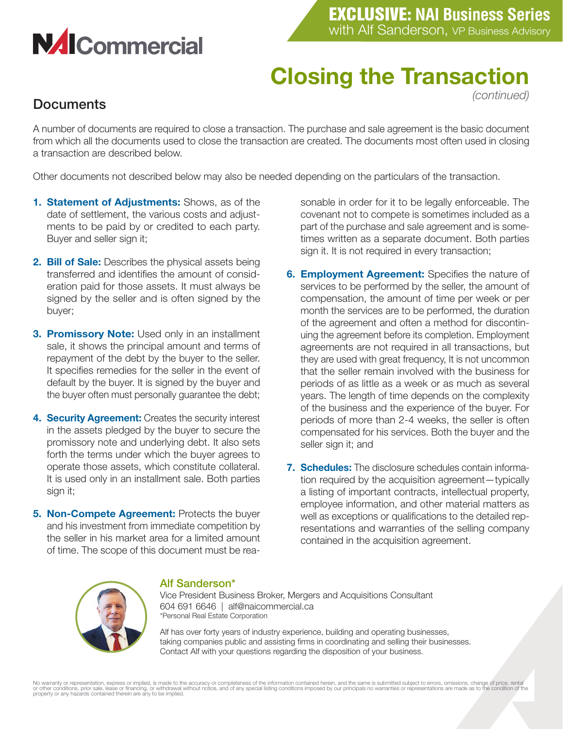# Closing the Transaction

*(continued)*

## Documents

A number of documents are required to close a transaction. The purchase and sale agreement is the basic document from which all the documents used to close the transaction are created. The documents most often used in closing a transaction are described below.

Other documents not described below may also be needed depending on the particulars of the transaction.

1. **Statement of Adjustments:** Shows, as of the date of settlement, the various costs and adjustments to be paid by or credited to each party. Buyer and seller sign it;
2. **Bill of Sale:** Describes the physical assets being transferred and identifies the amount of consideration paid for those assets. It must always be signed by the seller and is often signed by the buyer;
3. **Promissory Note:** Used only in an installment sale, it shows the principal amount and terms of repayment of the debt by the buyer to the seller. It specifies remedies for the seller in the event of default by the buyer. It is signed by the buyer and the buyer often must personally guarantee the debt;
4. **Security Agreement:** Creates the security interest in the assets pledged by the buyer to secure the promissory note and underlying debt. It also sets forth the terms under which the buyer agrees to operate those assets, which constitute collateral. It is used only in an installment sale. Both parties sign it;
5. **Non-Compete Agreement:** Protects the buyer and his investment from immediate competition by the seller in his market area for a limited amount of time. The scope of this document must be reasonable in order for it to be legally enforceable. The covenant not to compete is sometimes included as a part of the purchase and sale agreement and is sometimes written as a separate document. Both parties sign it. It is not required in every transaction;
6. **Employment Agreement:** Specifies the nature of services to be performed by the seller, the amount of compensation, the amount of time per week or per month the services are to be performed, the duration of the agreement and often a method for discontinuing the agreement before its completion. Employment agreements are not required in all transactions, but they are used with great frequency, It is not uncommon that the seller remain involved with the business for periods of as little as a week or as much as several years. The length of time depends on the complexity of the business and the experience of the buyer. For periods of more than 2-4 weeks, the seller is often compensated for his services. Both the buyer and the seller sign it; and
7. **Schedules:** The disclosure schedules contain information required by the acquisition agreement—typically a listing of important contracts, intellectual property, employee information, and other material matters as well as exceptions or qualifications to the detailed representations and warranties of the selling company contained in the acquisition agreement.

**Alf Sanderson***
Vice President Business Broker, Mergers and Acquisitions Consultant
604 691 6646 | alf@naicommercial.ca
*Personal Real Estate Corporation

Alf has over forty years of industry experience, building and operating businesses, taking companies public and assisting firms in coordinating and selling their businesses. Contact Alf with your questions regarding the disposition of your business.

No warranty or representation, express or implied, is made to the accuracy or completeness of the information contained herein, and the same is submitted subject to errors, omissions, change of price, rental or other conditions, prior sale, lease or financing, or withdrawal without notice, and of any special listing conditions imposed by our principals no warranties or representations are made as to the condition of the property or any hazards contained therein are any to be implied.